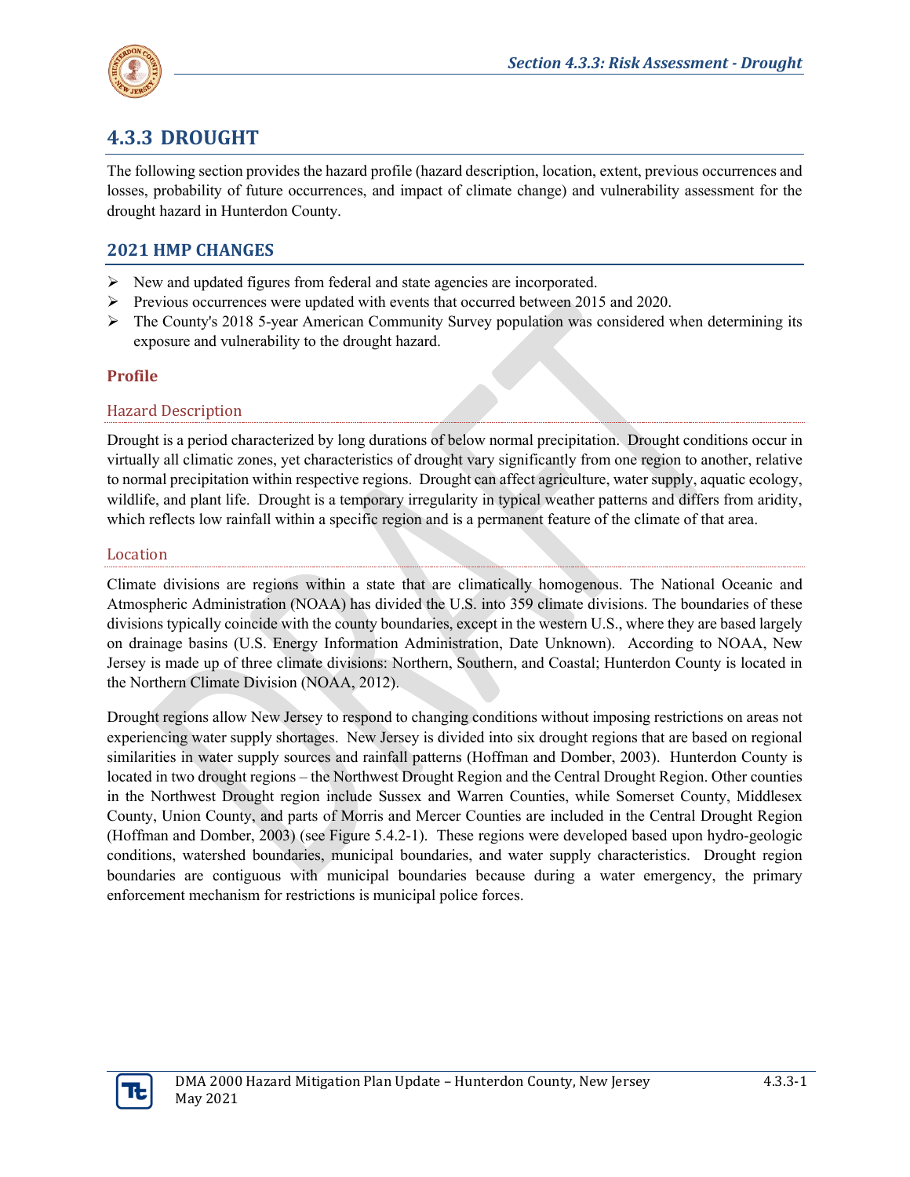# 4.3.3 DROUGHT

The following section provides the hazard profile (hazard description, location, extent, previous occurrences and losses, probability of future occurrences, and impact of climate change) and vulnerability assessment for the drought hazard in Hunterdon County.

## 2021 HMP CHANGES

- New and updated figures from federal and state agencies are incorporated.
- Previous occurrences were updated with events that occurred between 2015 and 2020.
- The County's 2018 5-year American Community Survey population was considered when determining its exposure and vulnerability to the drought hazard.

### Profile

#### Hazard Description

Drought is a period characterized by long durations of below normal precipitation. Drought conditions occur in virtually all climatic zones, yet characteristics of drought vary significantly from one region to another, relative to normal precipitation within respective regions. Drought can affect agriculture, water supply, aquatic ecology, wildlife, and plant life. Drought is a temporary irregularity in typical weather patterns and differs from aridity, which reflects low rainfall within a specific region and is a permanent feature of the climate of that area.

#### Location

Climate divisions are regions within a state that are climatically homogenous. The National Oceanic and Atmospheric Administration (NOAA) has divided the U.S. into 359 climate divisions. The boundaries of these divisions typically coincide with the county boundaries, except in the western U.S., where they are based largely on drainage basins (U.S. Energy Information Administration, Date Unknown). According to NOAA, New Jersey is made up of three climate divisions: Northern, Southern, and Coastal; Hunterdon County is located in the Northern Climate Division (NOAA, 2012).

Drought regions allow New Jersey to respond to changing conditions without imposing restrictions on areas not experiencing water supply shortages. New Jersey is divided into six drought regions that are based on regional similarities in water supply sources and rainfall patterns (Hoffman and Domber, 2003). Hunterdon County is located in two drought regions – the Northwest Drought Region and the Central Drought Region. Other counties in the Northwest Drought region include Sussex and Warren Counties, while Somerset County, Middlesex County, Union County, and parts of Morris and Mercer Counties are included in the Central Drought Region (Hoffman and Domber, 2003) (see Figure 5.4.2-1). These regions were developed based upon hydro-geologic conditions, watershed boundaries, municipal boundaries, and water supply characteristics. Drought region boundaries are contiguous with municipal boundaries because during a water emergency, the primary enforcement mechanism for restrictions is municipal police forces.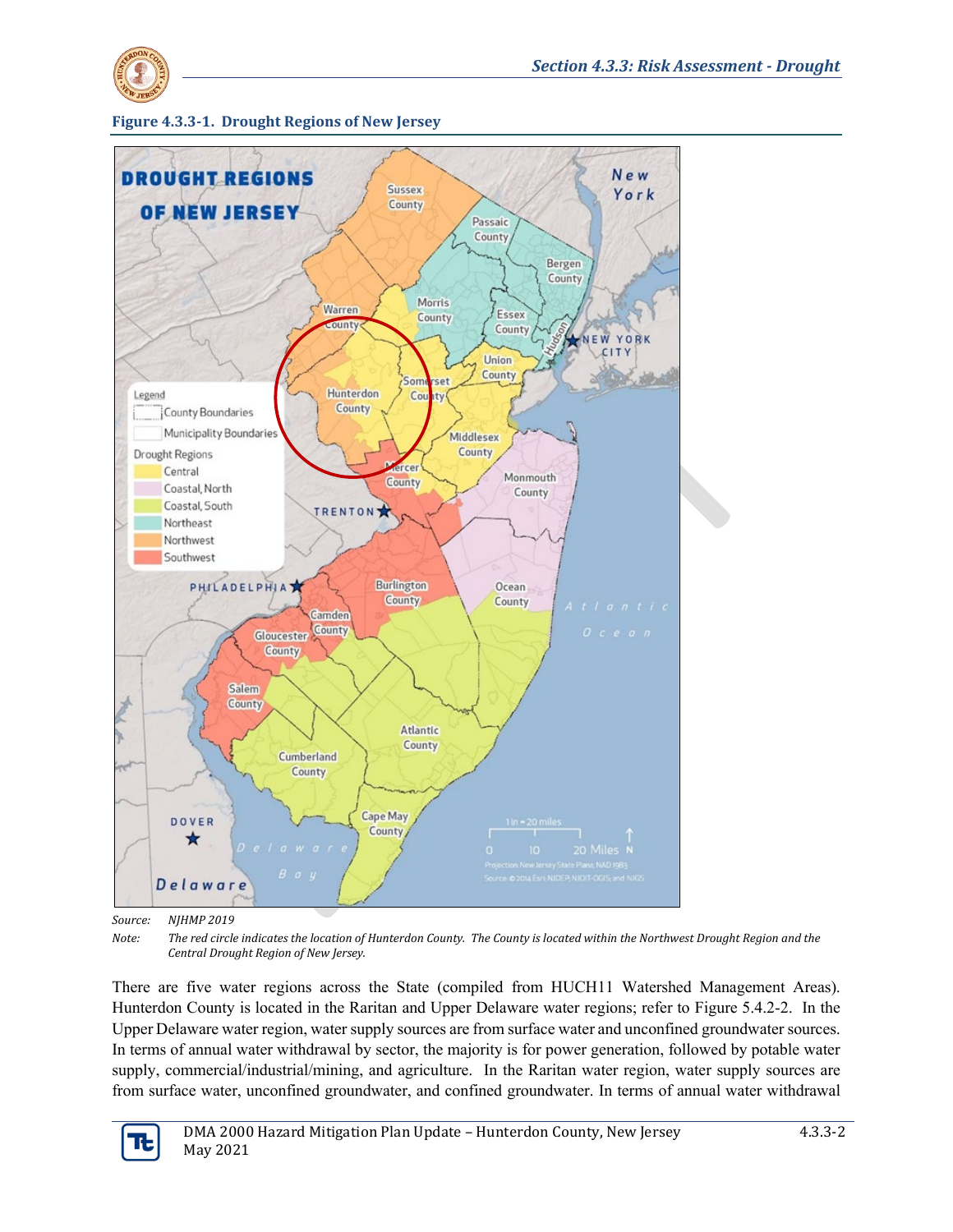**Figure 4.3.3-1. Drought Regions of New Jersey**

Source: NJHMP 2019

Note: *The red circle indicates the location of Hunterdon County. The County is located within the Northwest Drought Region and the Central Drought Region of New Jersey.*

There are five water regions across the State (compiled from HUCH11 Watershed Management Areas). Hunterdon County is located in the Raritan and Upper Delaware water regions; refer to Figure 5.4.2-2. In the Upper Delaware water region, water supply sources are from surface water and unconfined groundwater sources. In terms of annual water withdrawal by sector, the majority is for power generation, followed by potable water supply, commercial/industrial/mining, and agriculture. In the Raritan water region, water supply sources are from surface water, unconfined groundwater, and confined groundwater. In terms of annual water withdrawal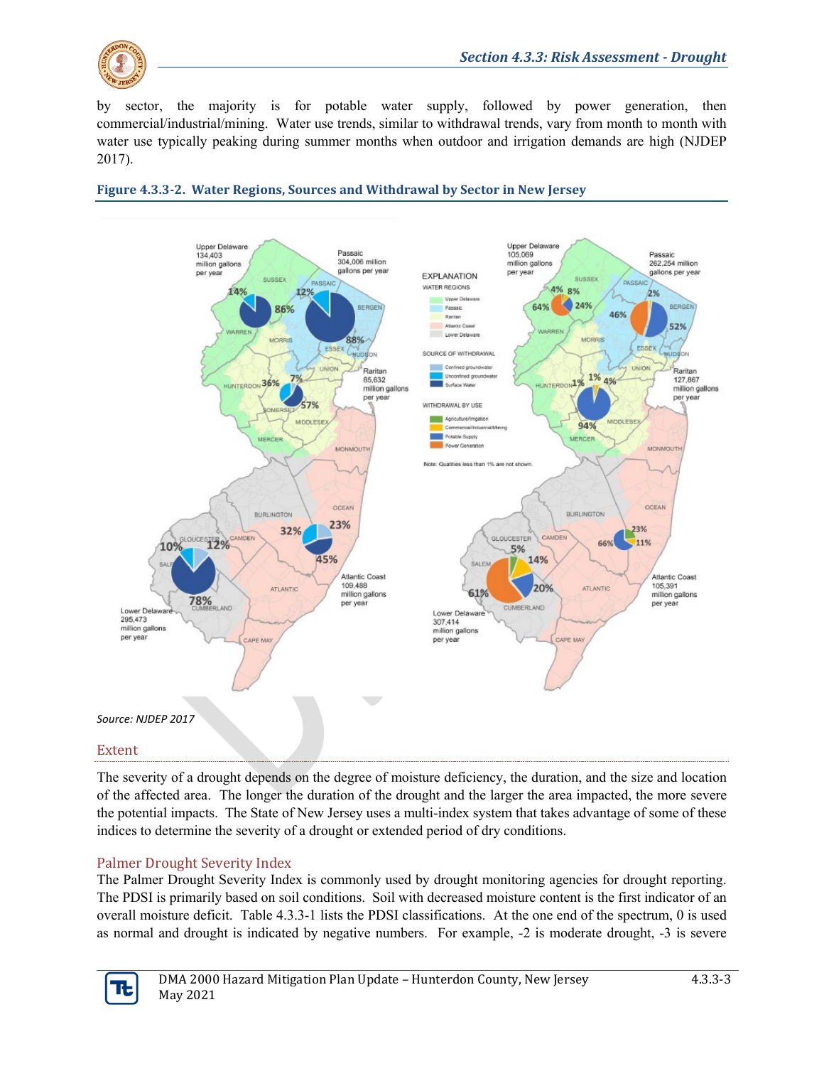by sector, the majority is for potable water supply, followed by power generation, then commercial/industrial/mining. Water use trends, similar to withdrawal trends, vary from month to month with water use typically peaking during summer months when outdoor and irrigation demands are high (NJDEP 2017).

**Figure 4.3.3-2. Water Regions, Sources and Withdrawal by Sector in New Jersey**

*Source: NJDEP 2017*

## Extent

The severity of a drought depends on the degree of moisture deficiency, the duration, and the size and location of the affected area. The longer the duration of the drought and the larger the area impacted, the more severe the potential impacts. The State of New Jersey uses a multi-index system that takes advantage of some of these indices to determine the severity of a drought or extended period of dry conditions.

### Palmer Drought Severity Index

The Palmer Drought Severity Index is commonly used by drought monitoring agencies for drought reporting. The PDSI is primarily based on soil conditions. Soil with decreased moisture content is the first indicator of an overall moisture deficit. Table 4.3.3-1 lists the PDSI classifications. At the one end of the spectrum, 0 is used as normal and drought is indicated by negative numbers. For example, -2 is moderate drought, -3 is severe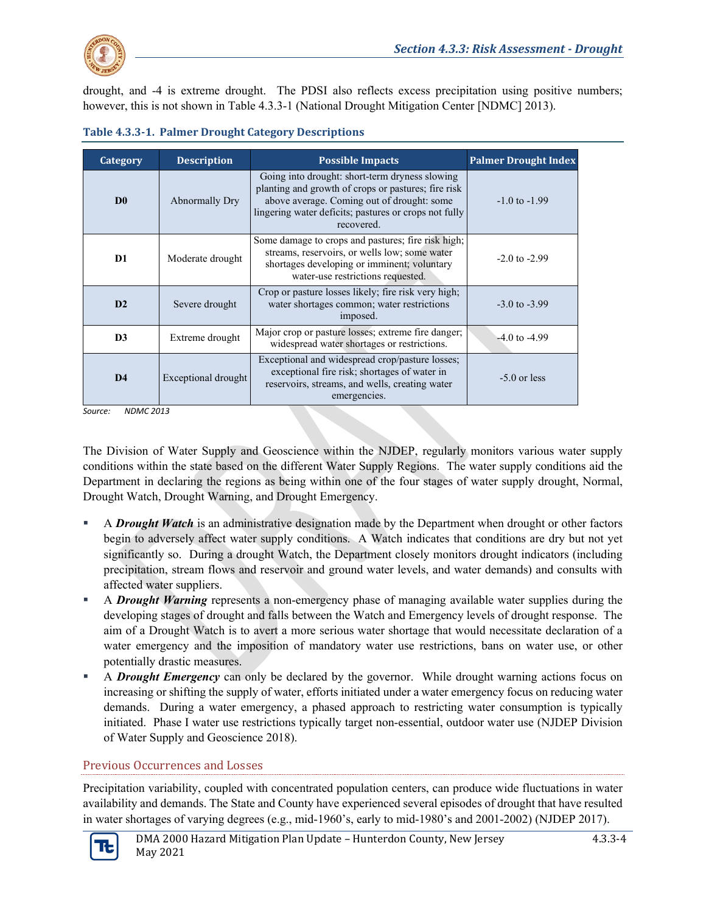drought, and -4 is extreme drought. The PDSI also reflects excess precipitation using positive numbers; however, this is not shown in Table 4.3.3-1 (National Drought Mitigation Center [NDMC] 2013).

**Table 4.3.3-1. Palmer Drought Category Descriptions**

| Category | Description | Possible Impacts | Palmer Drought Index |
|---|---|---|---|
| **D0** | Abnormally Dry | Going into drought: short-term dryness slowing planting and growth of crops or pastures; fire risk above average. Coming out of drought: some lingering water deficits; pastures or crops not fully recovered. | -1.0 to -1.99 |
| **D1** | Moderate drought | Some damage to crops and pastures; fire risk high; streams, reservoirs, or wells low; some water shortages developing or imminent; voluntary water-use restrictions requested. | -2.0 to -2.99 |
| **D2** | Severe drought | Crop or pasture losses likely; fire risk very high; water shortages common; water restrictions imposed. | -3.0 to -3.99 |
| **D3** | Extreme drought | Major crop or pasture losses; extreme fire danger; widespread water shortages or restrictions. | -4.0 to -4.99 |
| **D4** | Exceptional drought | Exceptional and widespread crop/pasture losses; exceptional fire risk; shortages of water in reservoirs, streams, and wells, creating water emergencies. | -5.0 or less |

*Source: NDMC 2013*

The Division of Water Supply and Geoscience within the NJDEP, regularly monitors various water supply conditions within the state based on the different Water Supply Regions. The water supply conditions aid the Department in declaring the regions as being within one of the four stages of water supply drought, Normal, Drought Watch, Drought Warning, and Drought Emergency.

- A ***Drought Watch*** is an administrative designation made by the Department when drought or other factors begin to adversely affect water supply conditions. A Watch indicates that conditions are dry but not yet significantly so. During a drought Watch, the Department closely monitors drought indicators (including precipitation, stream flows and reservoir and ground water levels, and water demands) and consults with affected water suppliers.
- A ***Drought Warning*** represents a non-emergency phase of managing available water supplies during the developing stages of drought and falls between the Watch and Emergency levels of drought response. The aim of a Drought Watch is to avert a more serious water shortage that would necessitate declaration of a water emergency and the imposition of mandatory water use restrictions, bans on water use, or other potentially drastic measures.
- A ***Drought Emergency*** can only be declared by the governor. While drought warning actions focus on increasing or shifting the supply of water, efforts initiated under a water emergency focus on reducing water demands. During a water emergency, a phased approach to restricting water consumption is typically initiated. Phase I water use restrictions typically target non-essential, outdoor water use (NJDEP Division of Water Supply and Geoscience 2018).

## Previous Occurrences and Losses

Precipitation variability, coupled with concentrated population centers, can produce wide fluctuations in water availability and demands. The State and County have experienced several episodes of drought that have resulted in water shortages of varying degrees (e.g., mid-1960's, early to mid-1980's and 2001-2002) (NJDEP 2017).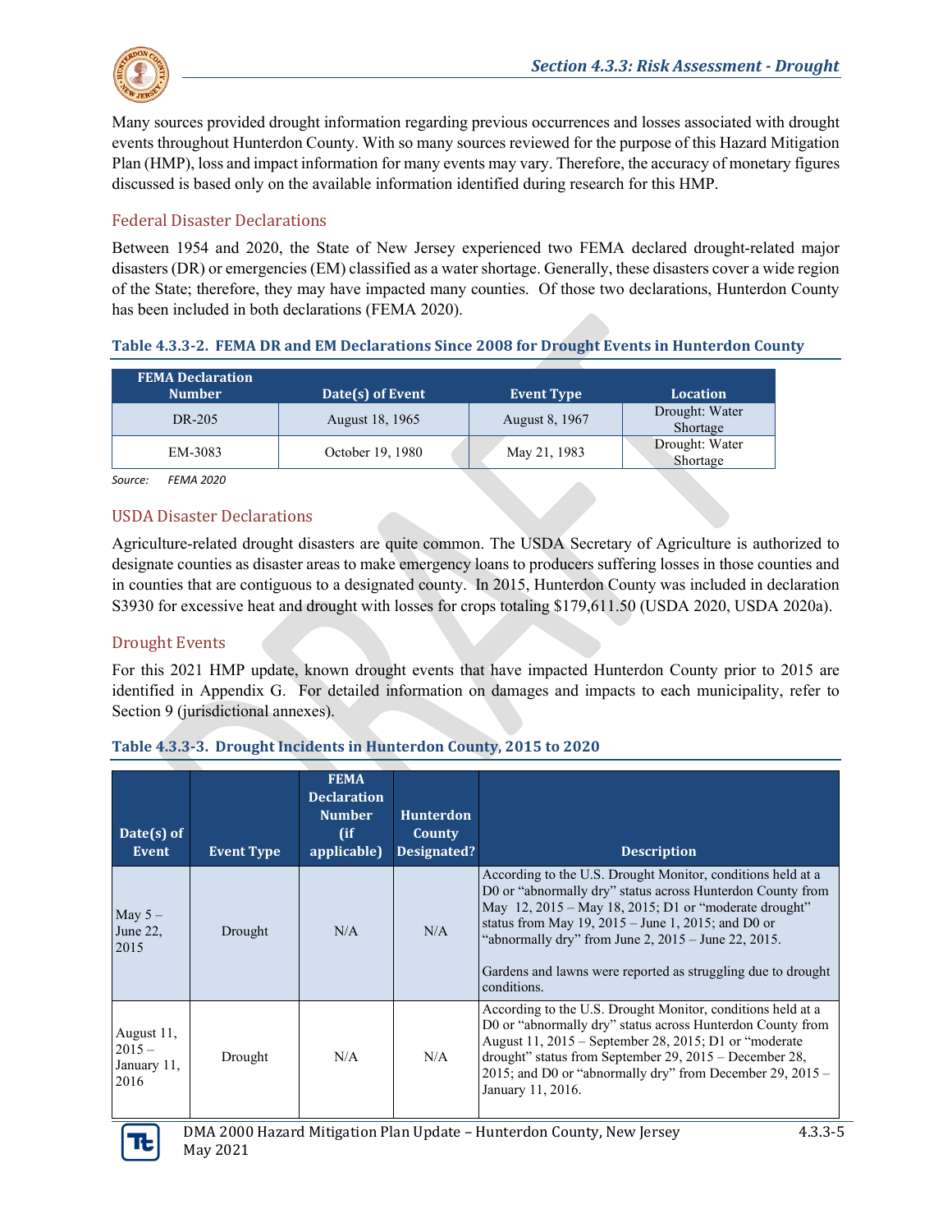Many sources provided drought information regarding previous occurrences and losses associated with drought events throughout Hunterdon County. With so many sources reviewed for the purpose of this Hazard Mitigation Plan (HMP), loss and impact information for many events may vary. Therefore, the accuracy of monetary figures discussed is based only on the available information identified during research for this HMP.

### Federal Disaster Declarations

Between 1954 and 2020, the State of New Jersey experienced two FEMA declared drought-related major disasters (DR) or emergencies (EM) classified as a water shortage. Generally, these disasters cover a wide region of the State; therefore, they may have impacted many counties. Of those two declarations, Hunterdon County has been included in both declarations (FEMA 2020).

**Table 4.3.3-2. FEMA DR and EM Declarations Since 2008 for Drought Events in Hunterdon County**

| FEMA Declaration Number | Date(s) of Event | Event Type | Location |
|---|---|---|---|
| DR-205 | August 18, 1965 | August 8, 1967 | Drought: Water Shortage |
| EM-3083 | October 19, 1980 | May 21, 1983 | Drought: Water Shortage |

*Source: FEMA 2020*

### USDA Disaster Declarations

Agriculture-related drought disasters are quite common. The USDA Secretary of Agriculture is authorized to designate counties as disaster areas to make emergency loans to producers suffering losses in those counties and in counties that are contiguous to a designated county. In 2015, Hunterdon County was included in declaration S3930 for excessive heat and drought with losses for crops totaling $179,611.50 (USDA 2020, USDA 2020a).

### Drought Events

For this 2021 HMP update, known drought events that have impacted Hunterdon County prior to 2015 are identified in Appendix G. For detailed information on damages and impacts to each municipality, refer to Section 9 (jurisdictional annexes).

**Table 4.3.3-3. Drought Incidents in Hunterdon County, 2015 to 2020**

| Date(s) of Event | Event Type | FEMA Declaration Number (if applicable) | Hunterdon County Designated? | Description |
|---|---|---|---|---|
| May 5 – June 22, 2015 | Drought | N/A | N/A | According to the U.S. Drought Monitor, conditions held at a D0 or "abnormally dry" status across Hunterdon County from May 12, 2015 – May 18, 2015; D1 or "moderate drought" status from May 19, 2015 – June 1, 2015; and D0 or "abnormally dry" from June 2, 2015 – June 22, 2015.<br><br>Gardens and lawns were reported as struggling due to drought conditions. |
| August 11, 2015 – January 11, 2016 | Drought | N/A | N/A | According to the U.S. Drought Monitor, conditions held at a D0 or "abnormally dry" status across Hunterdon County from August 11, 2015 – September 28, 2015; D1 or "moderate drought" status from September 29, 2015 – December 28, 2015; and D0 or "abnormally dry" from December 29, 2015 – January 11, 2016. |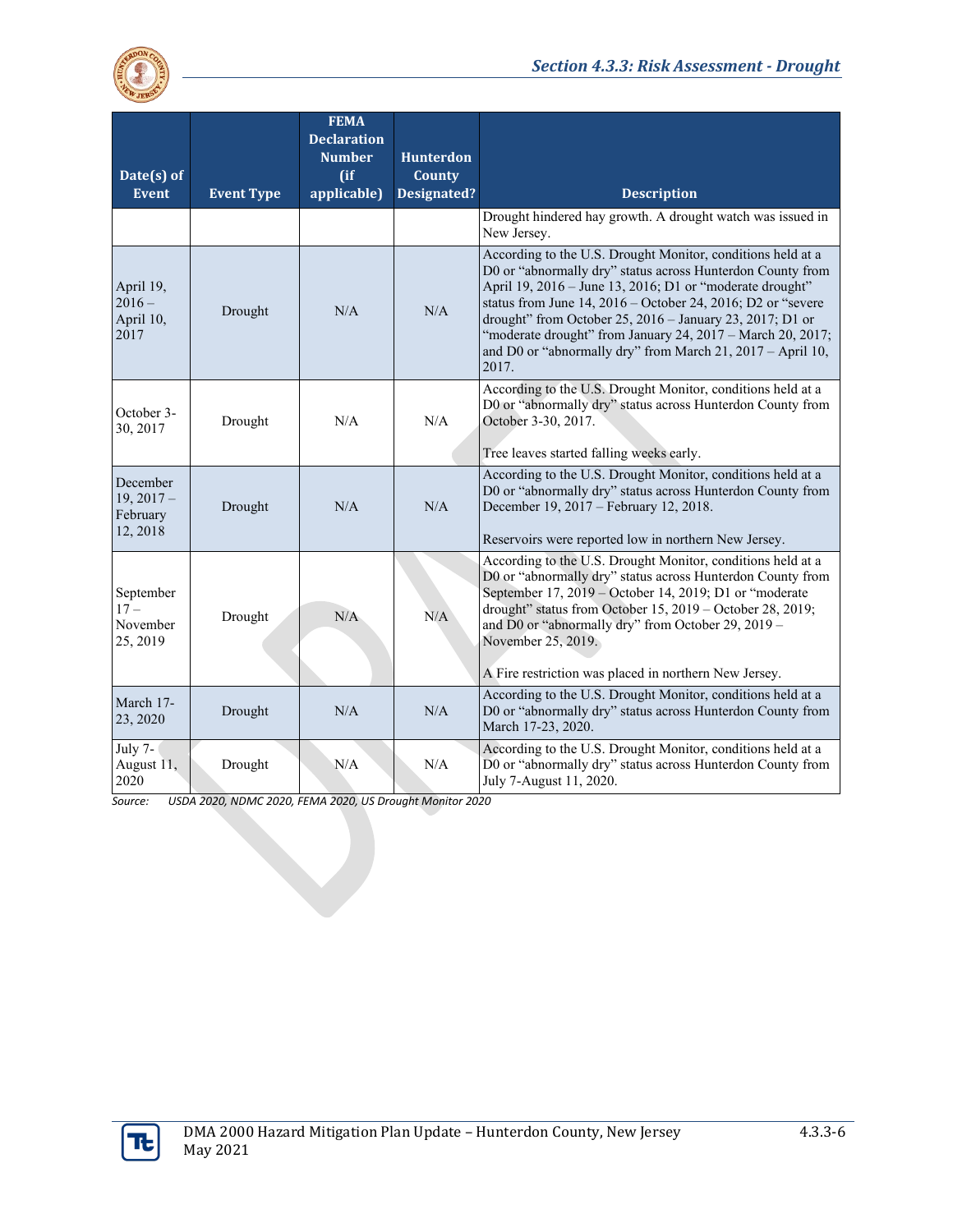| Date(s) of Event | Event Type | FEMA Declaration Number (if applicable) | Hunterdon County Designated? | Description |
|---|---|---|---|---|
| | | | | Drought hindered hay growth. A drought watch was issued in New Jersey. |
| April 19, 2016 – April 10, 2017 | Drought | N/A | N/A | According to the U.S. Drought Monitor, conditions held at a D0 or "abnormally dry" status across Hunterdon County from April 19, 2016 – June 13, 2016; D1 or "moderate drought" status from June 14, 2016 – October 24, 2016; D2 or "severe drought" from October 25, 2016 – January 23, 2017; D1 or "moderate drought" from January 24, 2017 – March 20, 2017; and D0 or "abnormally dry" from March 21, 2017 – April 10, 2017. |
| October 3-30, 2017 | Drought | N/A | N/A | According to the U.S. Drought Monitor, conditions held at a D0 or "abnormally dry" status across Hunterdon County from October 3-30, 2017.<br><br>Tree leaves started falling weeks early. |
| December 19, 2017 – February 12, 2018 | Drought | N/A | N/A | According to the U.S. Drought Monitor, conditions held at a D0 or "abnormally dry" status across Hunterdon County from December 19, 2017 – February 12, 2018.<br><br>Reservoirs were reported low in northern New Jersey. |
| September 17 – November 25, 2019 | Drought | N/A | N/A | According to the U.S. Drought Monitor, conditions held at a D0 or "abnormally dry" status across Hunterdon County from September 17, 2019 – October 14, 2019; D1 or "moderate drought" status from October 15, 2019 – October 28, 2019; and D0 or "abnormally dry" from October 29, 2019 – November 25, 2019.<br><br>A Fire restriction was placed in northern New Jersey. |
| March 17-23, 2020 | Drought | N/A | N/A | According to the U.S. Drought Monitor, conditions held at a D0 or "abnormally dry" status across Hunterdon County from March 17-23, 2020. |
| July 7-August 11, 2020 | Drought | N/A | N/A | According to the U.S. Drought Monitor, conditions held at a D0 or "abnormally dry" status across Hunterdon County from July 7-August 11, 2020. |

*Source: USDA 2020, NDMC 2020, FEMA 2020, US Drought Monitor 2020*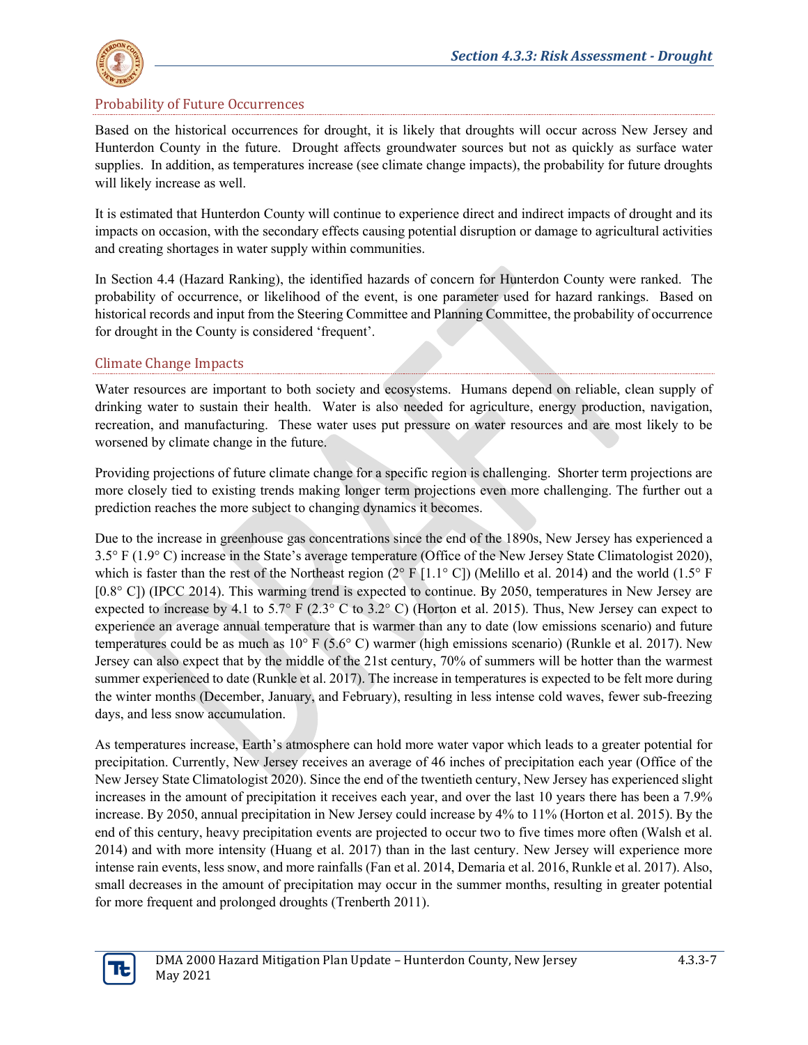## Probability of Future Occurrences

Based on the historical occurrences for drought, it is likely that droughts will occur across New Jersey and Hunterdon County in the future. Drought affects groundwater sources but not as quickly as surface water supplies. In addition, as temperatures increase (see climate change impacts), the probability for future droughts will likely increase as well.

It is estimated that Hunterdon County will continue to experience direct and indirect impacts of drought and its impacts on occasion, with the secondary effects causing potential disruption or damage to agricultural activities and creating shortages in water supply within communities.

In Section 4.4 (Hazard Ranking), the identified hazards of concern for Hunterdon County were ranked. The probability of occurrence, or likelihood of the event, is one parameter used for hazard rankings. Based on historical records and input from the Steering Committee and Planning Committee, the probability of occurrence for drought in the County is considered 'frequent'.

## Climate Change Impacts

Water resources are important to both society and ecosystems. Humans depend on reliable, clean supply of drinking water to sustain their health. Water is also needed for agriculture, energy production, navigation, recreation, and manufacturing. These water uses put pressure on water resources and are most likely to be worsened by climate change in the future.

Providing projections of future climate change for a specific region is challenging. Shorter term projections are more closely tied to existing trends making longer term projections even more challenging. The further out a prediction reaches the more subject to changing dynamics it becomes.

Due to the increase in greenhouse gas concentrations since the end of the 1890s, New Jersey has experienced a 3.5° F (1.9° C) increase in the State's average temperature (Office of the New Jersey State Climatologist 2020), which is faster than the rest of the Northeast region (2° F [1.1° C]) (Melillo et al. 2014) and the world (1.5° F [0.8° C]) (IPCC 2014). This warming trend is expected to continue. By 2050, temperatures in New Jersey are expected to increase by 4.1 to 5.7° F (2.3° C to 3.2° C) (Horton et al. 2015). Thus, New Jersey can expect to experience an average annual temperature that is warmer than any to date (low emissions scenario) and future temperatures could be as much as 10° F (5.6° C) warmer (high emissions scenario) (Runkle et al. 2017). New Jersey can also expect that by the middle of the 21st century, 70% of summers will be hotter than the warmest summer experienced to date (Runkle et al. 2017). The increase in temperatures is expected to be felt more during the winter months (December, January, and February), resulting in less intense cold waves, fewer sub-freezing days, and less snow accumulation.

As temperatures increase, Earth's atmosphere can hold more water vapor which leads to a greater potential for precipitation. Currently, New Jersey receives an average of 46 inches of precipitation each year (Office of the New Jersey State Climatologist 2020). Since the end of the twentieth century, New Jersey has experienced slight increases in the amount of precipitation it receives each year, and over the last 10 years there has been a 7.9% increase. By 2050, annual precipitation in New Jersey could increase by 4% to 11% (Horton et al. 2015). By the end of this century, heavy precipitation events are projected to occur two to five times more often (Walsh et al. 2014) and with more intensity (Huang et al. 2017) than in the last century. New Jersey will experience more intense rain events, less snow, and more rainfalls (Fan et al. 2014, Demaria et al. 2016, Runkle et al. 2017). Also, small decreases in the amount of precipitation may occur in the summer months, resulting in greater potential for more frequent and prolonged droughts (Trenberth 2011).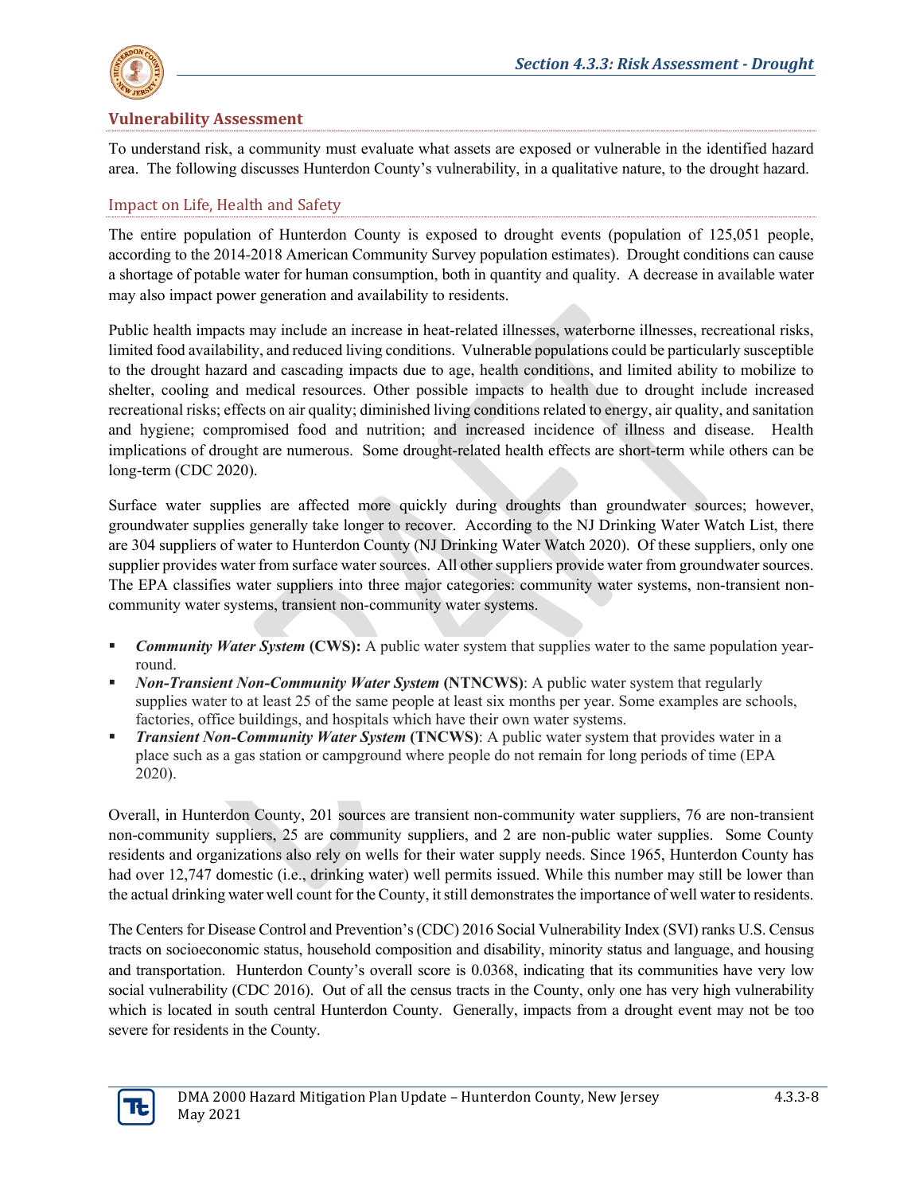## Vulnerability Assessment

To understand risk, a community must evaluate what assets are exposed or vulnerable in the identified hazard area. The following discusses Hunterdon County's vulnerability, in a qualitative nature, to the drought hazard.

### Impact on Life, Health and Safety

The entire population of Hunterdon County is exposed to drought events (population of 125,051 people, according to the 2014-2018 American Community Survey population estimates). Drought conditions can cause a shortage of potable water for human consumption, both in quantity and quality. A decrease in available water may also impact power generation and availability to residents.

Public health impacts may include an increase in heat-related illnesses, waterborne illnesses, recreational risks, limited food availability, and reduced living conditions. Vulnerable populations could be particularly susceptible to the drought hazard and cascading impacts due to age, health conditions, and limited ability to mobilize to shelter, cooling and medical resources. Other possible impacts to health due to drought include increased recreational risks; effects on air quality; diminished living conditions related to energy, air quality, and sanitation and hygiene; compromised food and nutrition; and increased incidence of illness and disease. Health implications of drought are numerous. Some drought-related health effects are short-term while others can be long-term (CDC 2020).

Surface water supplies are affected more quickly during droughts than groundwater sources; however, groundwater supplies generally take longer to recover. According to the NJ Drinking Water Watch List, there are 304 suppliers of water to Hunterdon County (NJ Drinking Water Watch 2020). Of these suppliers, only one supplier provides water from surface water sources. All other suppliers provide water from groundwater sources. The EPA classifies water suppliers into three major categories: community water systems, non-transient non-community water systems, transient non-community water systems.

- ***Community Water System* (CWS):** A public water system that supplies water to the same population year-round.
- ***Non-Transient Non-Community Water System* (NTNCWS)**: A public water system that regularly supplies water to at least 25 of the same people at least six months per year. Some examples are schools, factories, office buildings, and hospitals which have their own water systems.
- ***Transient Non-Community Water System* (TNCWS)**: A public water system that provides water in a place such as a gas station or campground where people do not remain for long periods of time (EPA 2020).

Overall, in Hunterdon County, 201 sources are transient non-community water suppliers, 76 are non-transient non-community suppliers, 25 are community suppliers, and 2 are non-public water supplies. Some County residents and organizations also rely on wells for their water supply needs. Since 1965, Hunterdon County has had over 12,747 domestic (i.e., drinking water) well permits issued. While this number may still be lower than the actual drinking water well count for the County, it still demonstrates the importance of well water to residents.

The Centers for Disease Control and Prevention's (CDC) 2016 Social Vulnerability Index (SVI) ranks U.S. Census tracts on socioeconomic status, household composition and disability, minority status and language, and housing and transportation. Hunterdon County's overall score is 0.0368, indicating that its communities have very low social vulnerability (CDC 2016). Out of all the census tracts in the County, only one has very high vulnerability which is located in south central Hunterdon County. Generally, impacts from a drought event may not be too severe for residents in the County.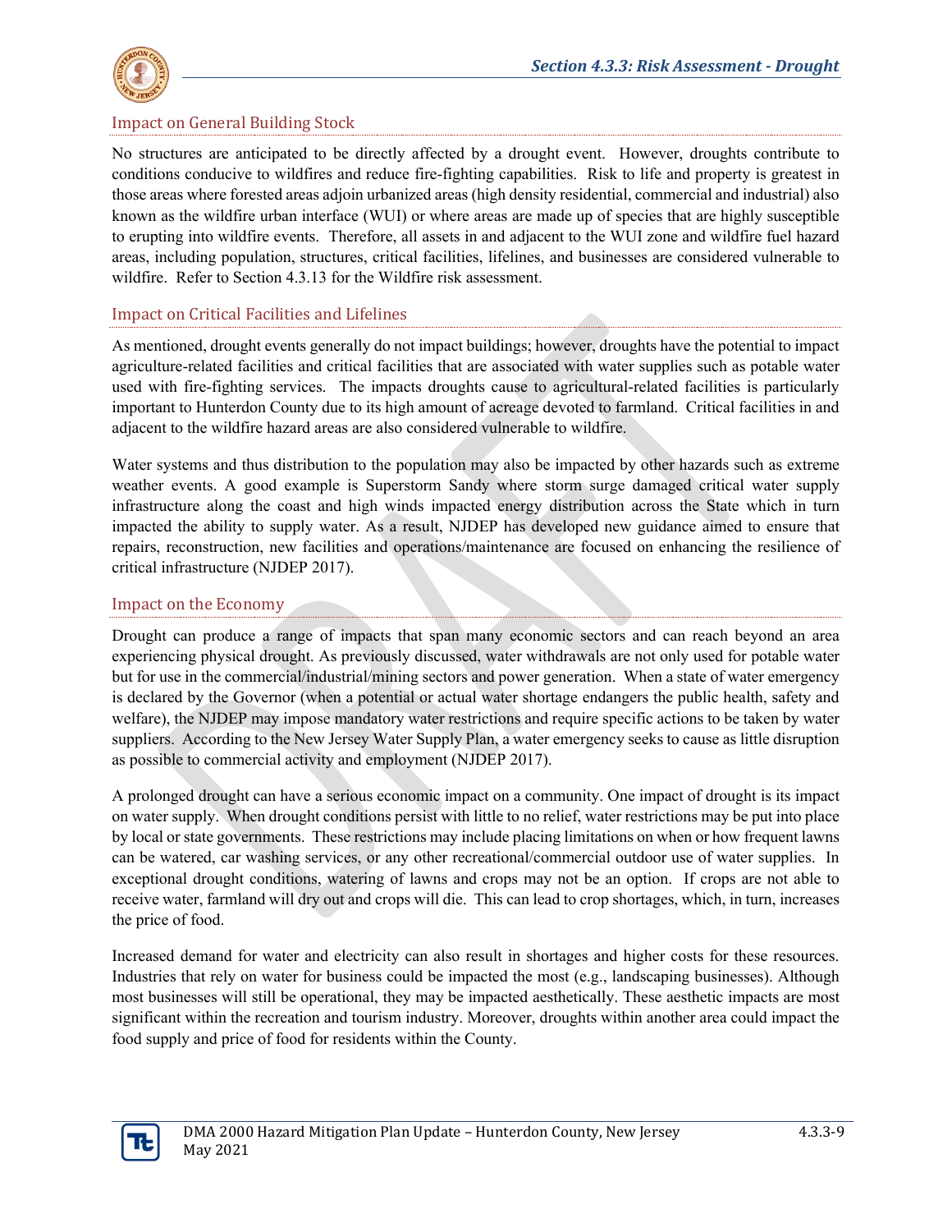## Impact on General Building Stock

No structures are anticipated to be directly affected by a drought event. However, droughts contribute to conditions conducive to wildfires and reduce fire-fighting capabilities. Risk to life and property is greatest in those areas where forested areas adjoin urbanized areas (high density residential, commercial and industrial) also known as the wildfire urban interface (WUI) or where areas are made up of species that are highly susceptible to erupting into wildfire events. Therefore, all assets in and adjacent to the WUI zone and wildfire fuel hazard areas, including population, structures, critical facilities, lifelines, and businesses are considered vulnerable to wildfire. Refer to Section 4.3.13 for the Wildfire risk assessment.

## Impact on Critical Facilities and Lifelines

As mentioned, drought events generally do not impact buildings; however, droughts have the potential to impact agriculture-related facilities and critical facilities that are associated with water supplies such as potable water used with fire-fighting services. The impacts droughts cause to agricultural-related facilities is particularly important to Hunterdon County due to its high amount of acreage devoted to farmland. Critical facilities in and adjacent to the wildfire hazard areas are also considered vulnerable to wildfire.

Water systems and thus distribution to the population may also be impacted by other hazards such as extreme weather events. A good example is Superstorm Sandy where storm surge damaged critical water supply infrastructure along the coast and high winds impacted energy distribution across the State which in turn impacted the ability to supply water. As a result, NJDEP has developed new guidance aimed to ensure that repairs, reconstruction, new facilities and operations/maintenance are focused on enhancing the resilience of critical infrastructure (NJDEP 2017).

## Impact on the Economy

Drought can produce a range of impacts that span many economic sectors and can reach beyond an area experiencing physical drought. As previously discussed, water withdrawals are not only used for potable water but for use in the commercial/industrial/mining sectors and power generation. When a state of water emergency is declared by the Governor (when a potential or actual water shortage endangers the public health, safety and welfare), the NJDEP may impose mandatory water restrictions and require specific actions to be taken by water suppliers. According to the New Jersey Water Supply Plan, a water emergency seeks to cause as little disruption as possible to commercial activity and employment (NJDEP 2017).

A prolonged drought can have a serious economic impact on a community. One impact of drought is its impact on water supply. When drought conditions persist with little to no relief, water restrictions may be put into place by local or state governments. These restrictions may include placing limitations on when or how frequent lawns can be watered, car washing services, or any other recreational/commercial outdoor use of water supplies. In exceptional drought conditions, watering of lawns and crops may not be an option. If crops are not able to receive water, farmland will dry out and crops will die. This can lead to crop shortages, which, in turn, increases the price of food.

Increased demand for water and electricity can also result in shortages and higher costs for these resources. Industries that rely on water for business could be impacted the most (e.g., landscaping businesses). Although most businesses will still be operational, they may be impacted aesthetically. These aesthetic impacts are most significant within the recreation and tourism industry. Moreover, droughts within another area could impact the food supply and price of food for residents within the County.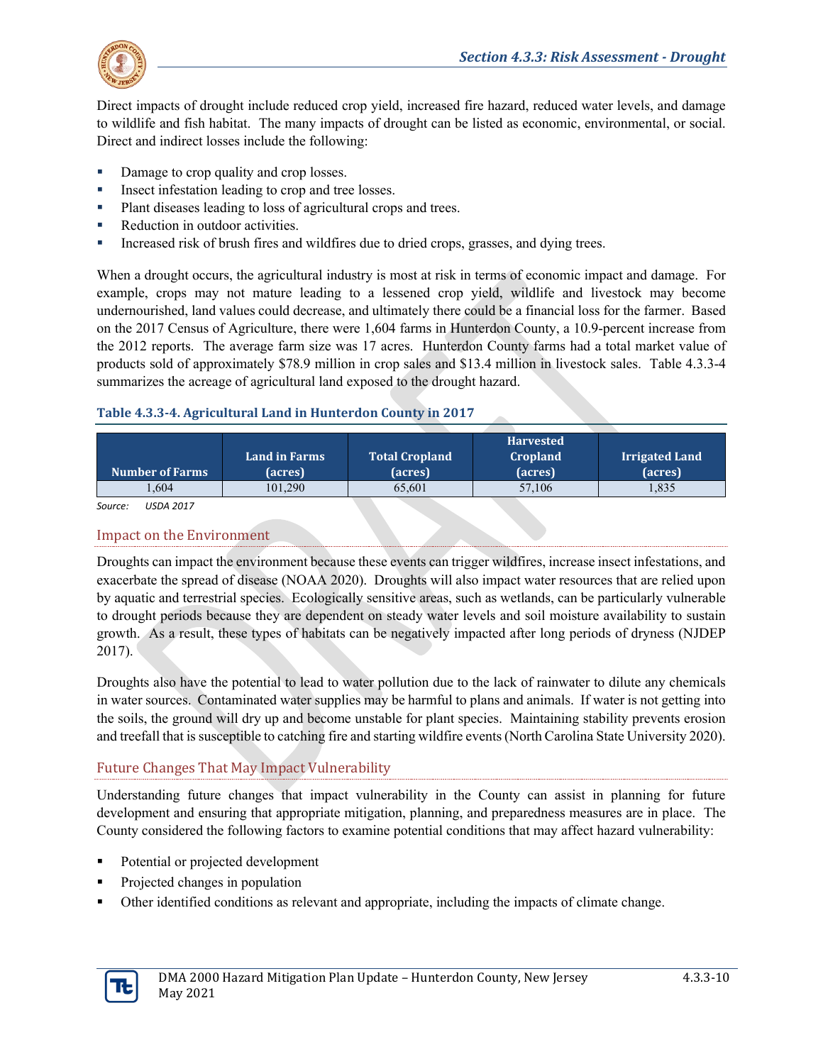Direct impacts of drought include reduced crop yield, increased fire hazard, reduced water levels, and damage to wildlife and fish habitat. The many impacts of drought can be listed as economic, environmental, or social. Direct and indirect losses include the following:

- Damage to crop quality and crop losses.
- Insect infestation leading to crop and tree losses.
- Plant diseases leading to loss of agricultural crops and trees.
- Reduction in outdoor activities.
- Increased risk of brush fires and wildfires due to dried crops, grasses, and dying trees.

When a drought occurs, the agricultural industry is most at risk in terms of economic impact and damage. For example, crops may not mature leading to a lessened crop yield, wildlife and livestock may become undernourished, land values could decrease, and ultimately there could be a financial loss for the farmer. Based on the 2017 Census of Agriculture, there were 1,604 farms in Hunterdon County, a 10.9-percent increase from the 2012 reports. The average farm size was 17 acres. Hunterdon County farms had a total market value of products sold of approximately $78.9 million in crop sales and $13.4 million in livestock sales. Table 4.3.3-4 summarizes the acreage of agricultural land exposed to the drought hazard.

**Table 4.3.3-4. Agricultural Land in Hunterdon County in 2017**

| Number of Farms | Land in Farms (acres) | Total Cropland (acres) | Harvested Cropland (acres) | Irrigated Land (acres) |
|---|---|---|---|---|
| 1,604 | 101,290 | 65,601 | 57,106 | 1,835 |

*Source: USDA 2017*

### Impact on the Environment

Droughts can impact the environment because these events can trigger wildfires, increase insect infestations, and exacerbate the spread of disease (NOAA 2020). Droughts will also impact water resources that are relied upon by aquatic and terrestrial species. Ecologically sensitive areas, such as wetlands, can be particularly vulnerable to drought periods because they are dependent on steady water levels and soil moisture availability to sustain growth. As a result, these types of habitats can be negatively impacted after long periods of dryness (NJDEP 2017).

Droughts also have the potential to lead to water pollution due to the lack of rainwater to dilute any chemicals in water sources. Contaminated water supplies may be harmful to plans and animals. If water is not getting into the soils, the ground will dry up and become unstable for plant species. Maintaining stability prevents erosion and treefall that is susceptible to catching fire and starting wildfire events (North Carolina State University 2020).

### Future Changes That May Impact Vulnerability

Understanding future changes that impact vulnerability in the County can assist in planning for future development and ensuring that appropriate mitigation, planning, and preparedness measures are in place. The County considered the following factors to examine potential conditions that may affect hazard vulnerability:

- Potential or projected development
- Projected changes in population
- Other identified conditions as relevant and appropriate, including the impacts of climate change.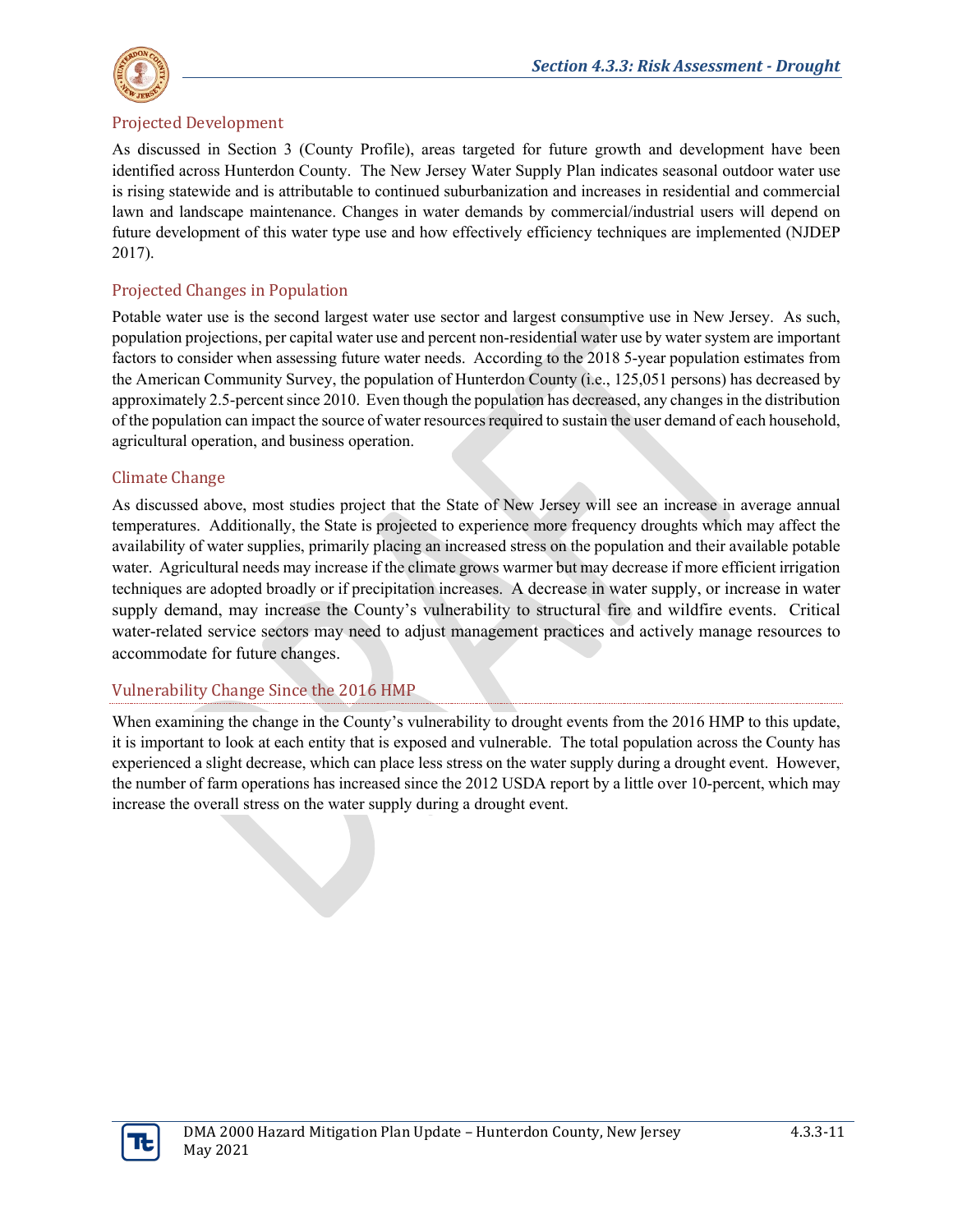## Projected Development

As discussed in Section 3 (County Profile), areas targeted for future growth and development have been identified across Hunterdon County. The New Jersey Water Supply Plan indicates seasonal outdoor water use is rising statewide and is attributable to continued suburbanization and increases in residential and commercial lawn and landscape maintenance. Changes in water demands by commercial/industrial users will depend on future development of this water type use and how effectively efficiency techniques are implemented (NJDEP 2017).

## Projected Changes in Population

Potable water use is the second largest water use sector and largest consumptive use in New Jersey. As such, population projections, per capital water use and percent non-residential water use by water system are important factors to consider when assessing future water needs. According to the 2018 5-year population estimates from the American Community Survey, the population of Hunterdon County (i.e., 125,051 persons) has decreased by approximately 2.5-percent since 2010. Even though the population has decreased, any changes in the distribution of the population can impact the source of water resources required to sustain the user demand of each household, agricultural operation, and business operation.

## Climate Change

As discussed above, most studies project that the State of New Jersey will see an increase in average annual temperatures. Additionally, the State is projected to experience more frequency droughts which may affect the availability of water supplies, primarily placing an increased stress on the population and their available potable water. Agricultural needs may increase if the climate grows warmer but may decrease if more efficient irrigation techniques are adopted broadly or if precipitation increases. A decrease in water supply, or increase in water supply demand, may increase the County's vulnerability to structural fire and wildfire events. Critical water-related service sectors may need to adjust management practices and actively manage resources to accommodate for future changes.

## Vulnerability Change Since the 2016 HMP

When examining the change in the County's vulnerability to drought events from the 2016 HMP to this update, it is important to look at each entity that is exposed and vulnerable. The total population across the County has experienced a slight decrease, which can place less stress on the water supply during a drought event. However, the number of farm operations has increased since the 2012 USDA report by a little over 10-percent, which may increase the overall stress on the water supply during a drought event.